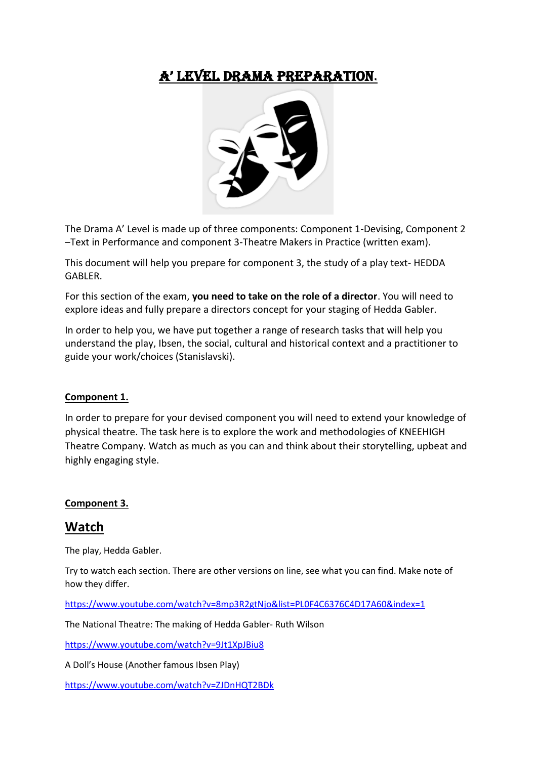# A' LEVEL DRAMA PREPARATION.

The Drama A' Level is made up of three components: Component 1-Devising, Component 2 –Text in Performance and component 3-Theatre Makers in Practice (written exam).

This document will help you prepare for component 3, the study of a play text- HEDDA GABLER.

For this section of the exam, **you need to take on the role of a director**. You will need to explore ideas and fully prepare a directors concept for your staging of Hedda Gabler.

In order to help you, we have put together a range of research tasks that will help you understand the play, Ibsen, the social, cultural and historical context and a practitioner to guide your work/choices (Stanislavski).

**Component 1.**

In order to prepare for your devised component you will need to extend your knowledge of physical theatre. The task here is to explore the work and methodologies of KNEEHIGH Theatre Company. Watch as much as you can and think about their storytelling, upbeat and highly engaging style.

**Component 3.**

## Watch

The play, Hedda Gabler.

Try to watch each section. There are other versions on line, see what you can find. Make note of how they differ.

https://www.youtube.com/watch?v=8mp3R2gtNjo&list=PL0F4C6376C4D17A60&index=1

The National Theatre: The making of Hedda Gabler- Ruth Wilson

https://www.youtube.com/watch?v=9Jt1XpJBiu8

A Doll's House (Another famous Ibsen Play)

https://www.youtube.com/watch?v=ZJDnHQT2BDk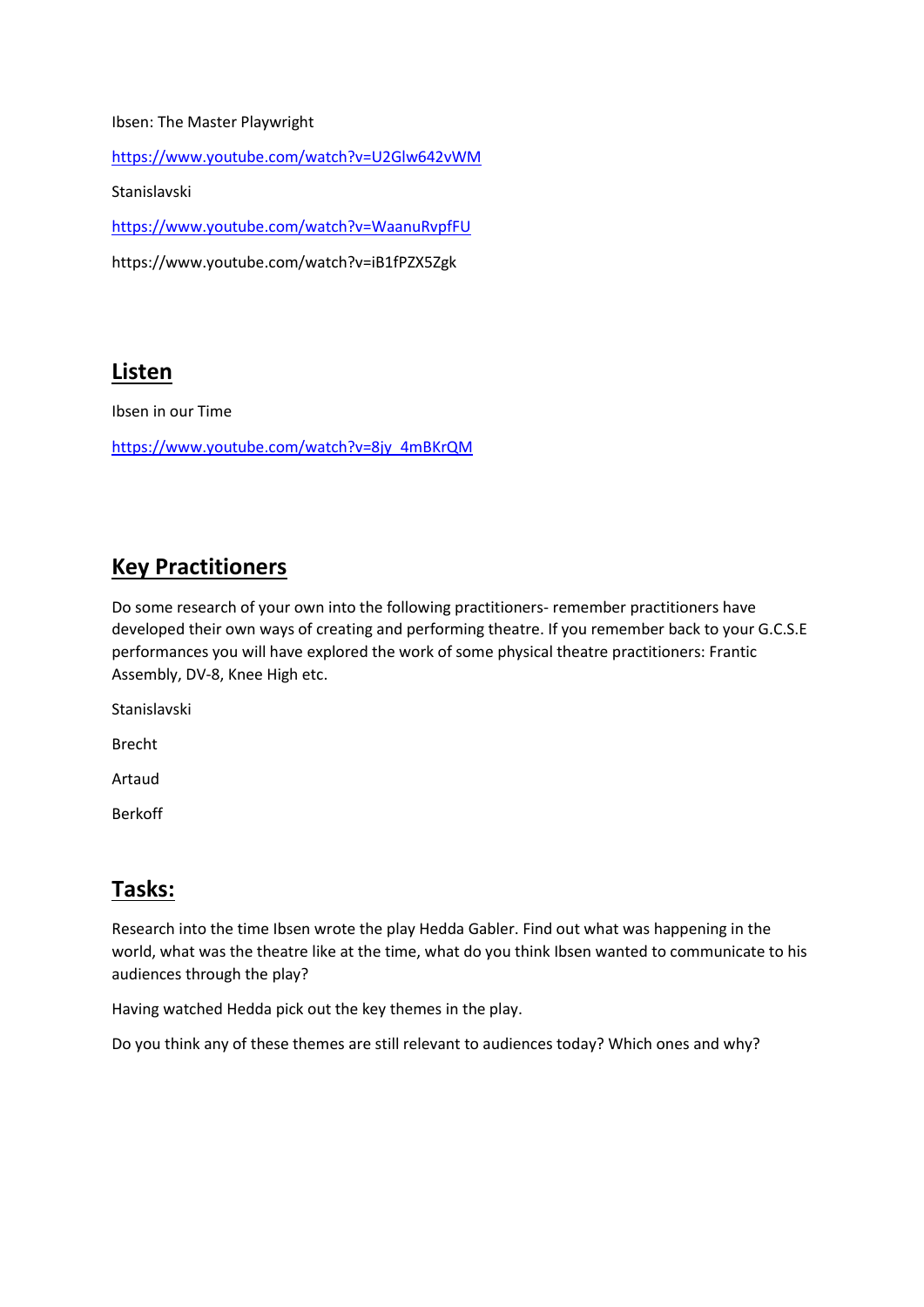Ibsen: The Master Playwright

https://www.youtube.com/watch?v=U2Glw642vWM

Stanislavski

https://www.youtube.com/watch?v=WaanuRvpfFU

https://www.youtube.com/watch?v=iB1fPZX5Zgk

## Listen

Ibsen in our Time

https://www.youtube.com/watch?v=8jy_4mBKrQM

## Key Practitioners

Do some research of your own into the following practitioners- remember practitioners have developed their own ways of creating and performing theatre. If you remember back to your G.C.S.E performances you will have explored the work of some physical theatre practitioners: Frantic Assembly, DV-8, Knee High etc.

Stanislavski

Brecht

Artaud

Berkoff

## Tasks:

Research into the time Ibsen wrote the play Hedda Gabler. Find out what was happening in the world, what was the theatre like at the time, what do you think Ibsen wanted to communicate to his audiences through the play?

Having watched Hedda pick out the key themes in the play.

Do you think any of these themes are still relevant to audiences today? Which ones and why?